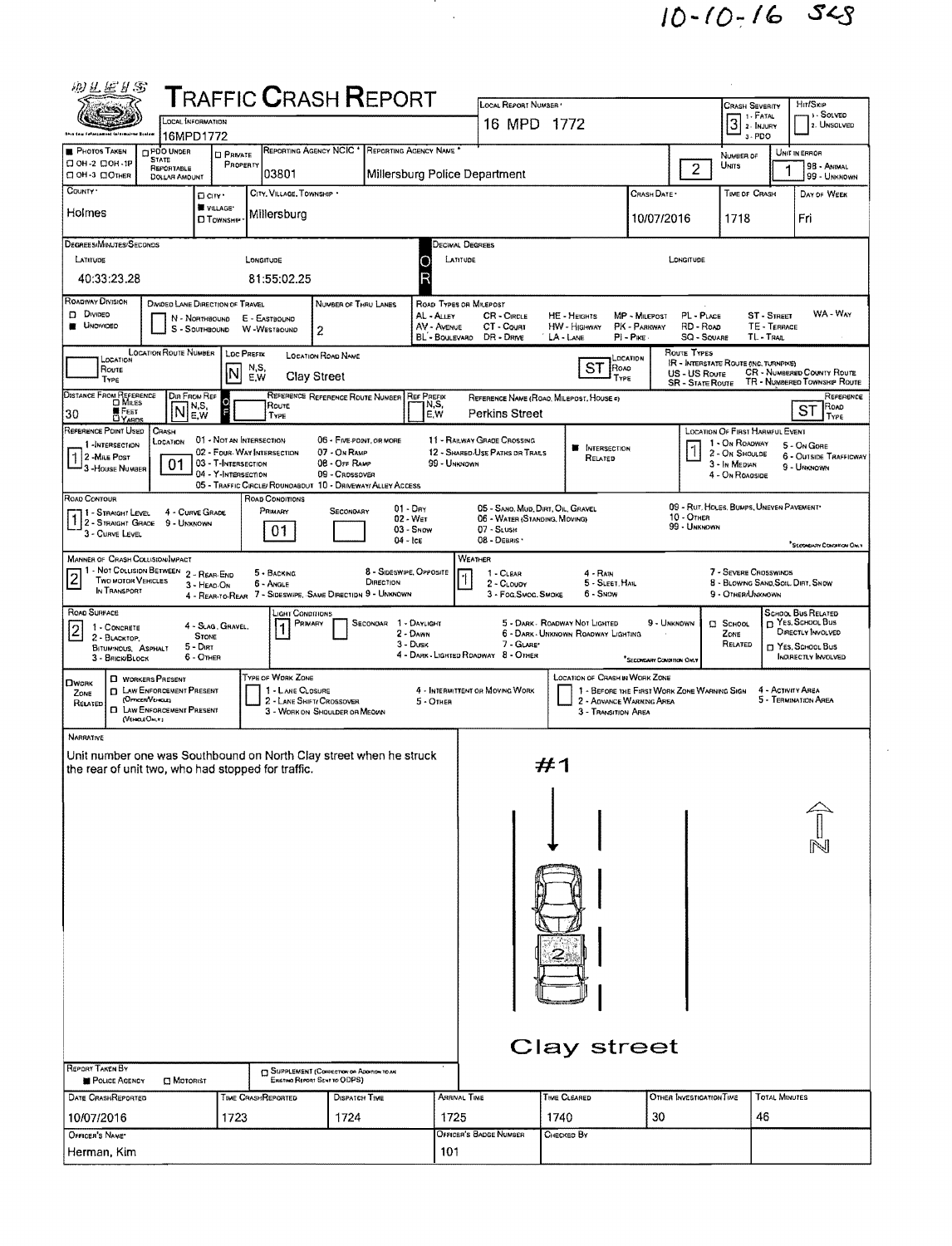10-10-16 S&S

# TRAFFIC CRASH REPORT

| | | | |
|---|---|---|---|
| LOCAL INFORMATION: 16MPD1772 | LOCAL REPORT NUMBER: 16 MPD 1772 | CRASH SEVERITY: 3 (1 - FATAL, 2 - INJURY, 3 - PDO) | HIT/SKIP: 1 - SOLVED, 2 - UNSOLVED |
| PHOTOS TAKEN: OH-2, OH-1P, OH-3, OTHER | PDO UNDER STATE REPORTABLE DOLLAR AMOUNT | PRIVATE PROPERTY | REPORTING AGENCY NCIC: 03801 |
| REPORTING AGENCY NAME: Millersburg Police Department | NUMBER OF UNITS: 2 | UNIT IN ERROR: 1 (98 - ANIMAL, 99 - UNKNOWN) | |
| COUNTY: Holmes | CITY / VILLAGE / TOWNSHIP: VILLAGE | CITY, VILLAGE, TOWNSHIP: Millersburg | CRASH DATE: 10/07/2016 |
| TIME OF CRASH: 1718 | DAY OF WEEK: Fri | | |

**DEGREES/MINUTES/SECONDS** — LATITUDE: 40:33:23.28 — LONGITUDE: 81:55:02.25

**DECIMAL DEGREES** — LATITUDE: — LONGITUDE:

**ROADWAY DIVISION:** Undivided
DIVIDED LANE DIRECTION OF TRAVEL: N - NORTHBOUND, S - SOUTHBOUND, E - EASTBOUND, W - WESTBOUND
NUMBER OF THRU LANES: 2

ROAD TYPES OR MILEPOST: AL - ALLEY, AV - AVENUE, BL - BOULEVARD, CR - CIRCLE, CT - COURT, DR - DRIVE, HE - HEIGHTS, HW - HIGHWAY, LA - LANE, MP - MILEPOST, PK - PARKWAY, PI - PIKE, PL - PLACE, RD - ROAD, SQ - SQUARE, ST - STREET, TE - TERRACE, TL - TRAIL, WA - WAY

**LOCATION:** LOC PREFIX: N — LOCATION ROAD NAME: Clay Street — LOCATION ROAD TYPE: ST
ROUTE TYPES: IR - INTERSTATE ROUTE (INC. TURNPIKE), US - US ROUTE, SR - STATE ROUTE, CR - NUMBERED COUNTY ROUTE, TR - NUMBERED TOWNSHIP ROUTE

**DISTANCE FROM REFERENCE:** 30 FEET — DIR FROM REF: N — REFERENCE NAME (ROAD, MILEPOST, HOUSE #): Perkins Street — REFERENCE ROAD TYPE: ST

REFERENCE POINT USED: 1 (1 - INTERSECTION, 2 - MILE POST, 3 - HOUSE NUMBER)
CRASH LOCATION: 01 (01 - NOT AN INTERSECTION, 02 - FOUR-WAY INTERSECTION, 03 - T-INTERSECTION, 04 - Y-INTERSECTION, 05 - TRAFFIC CIRCLE/ROUNDABOUT, 06 - FIVE-POINT, OR MORE, 07 - ON RAMP, 08 - OFF RAMP, 09 - CROSSOVER, 10 - DRIVEWAY/ALLEY ACCESS, 11 - RAILWAY GRADE CROSSING, 12 - SHARED-USE PATHS OR TRAILS, 99 - UNKNOWN)
INTERSECTION RELATED: ■
LOCATION OF FIRST HARMFUL EVENT: 1 (1 - ON ROADWAY, 2 - ON SHOULDER, 3 - IN MEDIAN, 4 - ON ROADSIDE, 5 - ON GORE, 6 - OUTSIDE TRAFFICWAY, 9 - UNKNOWN)

ROAD CONTOUR: 1 (1 - STRAIGHT LEVEL, 2 - STRAIGHT GRADE, 3 - CURVE LEVEL, 4 - CURVE GRADE, 9 - UNKNOWN)
ROAD CONDITIONS: PRIMARY: 01 — SECONDARY: (01 - DRY, 02 - WET, 03 - SNOW, 04 - ICE, 05 - SAND, MUD, DIRT, OIL, GRAVEL, 06 - WATER (STANDING, MOVING), 07 - SLUSH, 08 - DEBRIS, 09 - RUT, HOLES, BUMPS, UNEVEN PAVEMENT, 10 - OTHER, 99 - UNKNOWN)

MANNER OF CRASH COLLISION/IMPACT: 2 (1 - NOT COLLISION BETWEEN TWO MOTOR VEHICLES IN TRANSPORT, 2 - REAR-END, 3 - HEAD-ON, 4 - REAR-TO-REAR, 5 - BACKING, 6 - ANGLE, 7 - SIDESWIPE, SAME DIRECTION, 8 - SIDESWIPE, OPPOSITE DIRECTION, 9 - UNKNOWN)
WEATHER: 1 (1 - CLEAR, 2 - CLOUDY, 3 - FOG, SMOG, SMOKE, 4 - RAIN, 5 - SLEET, HAIL, 6 - SNOW, 7 - SEVERE CROSSWINDS, 8 - BLOWING SAND, SOIL, DIRT, SNOW, 9 - OTHER/UNKNOWN)

ROAD SURFACE: 2 (1 - CONCRETE, 2 - BLACKTOP, BITUMINOUS, ASPHALT, 3 - BRICK/BLOCK, 4 - SLAG, GRAVEL, STONE, 5 - DIRT, 6 - OTHER)
LIGHT CONDITIONS: PRIMARY: 1 — SECONDARY: (1 - DAYLIGHT, 2 - DAWN, 3 - DUSK, 4 - DARK - LIGHTED ROADWAY, 5 - DARK - ROADWAY NOT LIGHTED, 6 - DARK - UNKNOWN ROADWAY LIGHTING, 7 - GLARE, 8 - OTHER, 9 - UNKNOWN)
SCHOOL ZONE RELATED — SCHOOL BUS RELATED: YES, SCHOOL BUS DIRECTLY INVOLVED; YES, SCHOOL BUS INDIRECTLY INVOLVED

WORK ZONE RELATED: WORKERS PRESENT, LAW ENFORCEMENT PRESENT (OFFICER/VEHICLE), LAW ENFORCEMENT PRESENT (VEHICLE ONLY)
TYPE OF WORK ZONE: 1 - LANE CLOSURE, 2 - LANE SHIFT/CROSSOVER, 3 - WORK ON SHOULDER OR MEDIAN, 4 - INTERMITTENT OR MOVING WORK, 5 - OTHER
LOCATION OF CRASH IN WORK ZONE: 1 - BEFORE THE FIRST WORK ZONE WARNING SIGN, 2 - ADVANCE WARNING AREA, 3 - TRANSITION AREA, 4 - ACTIVITY AREA, 5 - TERMINATION AREA

**NARRATIVE**

Unit number one was Southbound on North Clay street when he struck the rear of unit two, who had stopped for traffic.

#1

2

N

Clay street

REPORT TAKEN BY: ■ POLICE AGENCY ☐ MOTORIST — ☐ SUPPLEMENT (CORRECTION OR ADDITION TO AN EXISTING REPORT SENT TO ODPS)

| DATE CRASH REPORTED | TIME CRASH REPORTED | DISPATCH TIME | ARRIVAL TIME | TIME CLEARED | OTHER INVESTIGATION TIME | TOTAL MINUTES |
|---|---|---|---|---|---|---|
| 10/07/2016 | 1723 | 1724 | 1725 | 1740 | 30 | 46 |

| OFFICER'S NAME | OFFICER'S BADGE NUMBER | CHECKED BY |
|---|---|---|
| Herman, Kim | 101 | |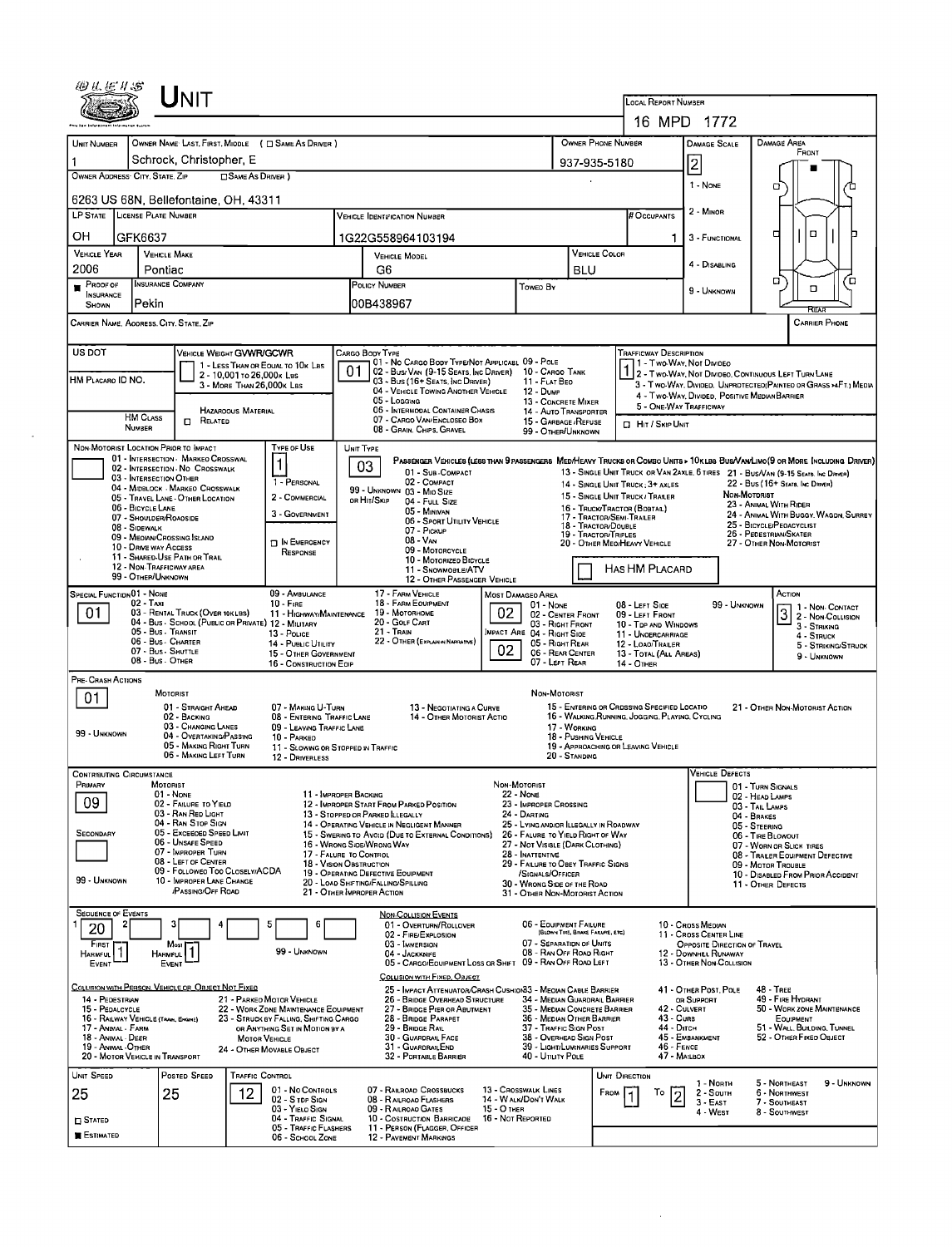# UNIT

**Local Report Number:** 16 MPD 1772

| Unit Number | Owner Name: Last, First, Middle (☐ Same As Driver) | Owner Phone Number | Damage Scale | Damage Area |
|---|---|---|---|---|
| 1 | Schrock, Christopher, E | 937-935-5180 | 2 | Front |

**Owner Address: City, State, Zip** (☐ Same As Driver): 6263 US 68N, Bellefontaine, OH, 43311

Damage Scale: 1 - None; 2 - Minor; 3 - Functional; 4 - Disabling; 9 - Unknown

| LP State | License Plate Number | Vehicle Identification Number | # Occupants |
|---|---|---|---|
| OH | GFK6637 | 1G2ZG558964103194 | 1 |

| Vehicle Year | Vehicle Make | Vehicle Model | Vehicle Color |
|---|---|---|---|
| 2006 | Pontiac | G6 | BLU |

| ■ Proof of Insurance Shown | Insurance Company | Policy Number | Towed By |
|---|---|---|---|
| ■ | Pekin | 00B438967 | |

**Carrier Name, Address, City, State, Zip:**

**Carrier Phone:**

**US DOT:**

**HM Placard ID No.:**

**HM Class Number:**

**Vehicle Weight GVWR/GCWR:** 1 - Less Than or Equal to 10k Lbs; 2 - 10,001 to 26,000k Lbs; 3 - More Than 26,000k Lbs

**Hazardous Material:** ☐ Related

**Cargo Body Type:** 01
01 - No Cargo Body Type/Not Applicable; 02 - Bus/Van (9-15 Seats, Inc Driver); 03 - Bus (16+ Seats, Inc Driver); 04 - Vehicle Towing Another Vehicle; 05 - Logging; 06 - Intermodal Container Chassis; 07 - Cargo Van/Enclosed Box; 08 - Grain, Chips, Gravel; 09 - Pole; 10 - Cargo Tank; 11 - Flat Bed; 12 - Dump; 13 - Concrete Mixer; 14 - Auto Transporter; 15 - Garbage/Refuse; 99 - Other/Unknown

**Trafficway Description:** 1
1 - Two-Way, Not Divided; 2 - Two-Way, Not Divided, Continuous Left Turn Lane; 3 - Two-Way, Divided, Unprotected (Painted or Grass >4Ft.) Media; 4 - Two-Way, Divided, Positive Median Barrier; 5 - One-Way Trafficway

☐ Hit / Skip Unit

**Non-Motorist Location Prior to Impact:**
01 - Intersection - Marked Crosswalk; 02 - Intersection - No Crosswalk; 03 - Intersection Other; 04 - Midblock - Marked Crosswalk; 05 - Travel Lane - Other Location; 06 - Bicycle Lane; 07 - Shoulder/Roadside; 08 - Sidewalk; 09 - Median/Crossing Island; 10 - Drive Way Access; 11 - Shared-Use Path or Trail; 12 - Non-Trafficway Area; 99 - Other/Unknown

**Type of Use:** 1
1 - Personal; 2 - Commercial; 3 - Government; ☐ In Emergency Response

**Unit Type:** 03
Passenger Vehicles (less than 9 passengers): 01 - Sub-Compact; 02 - Compact; 99 - Unknown or Hit/Skip; 03 - Mid Size; 04 - Full Size; 05 - Minivan; 06 - Sport Utility Vehicle; 07 - Pickup; 08 - Van; 09 - Motorcycle; 10 - Motorized Bicycle; 11 - Snowmobile/ATV; 12 - Other Passenger Vehicle
Med/Heavy Trucks or Combo Units > 10k lbs Bus/Van/Limo (9 or More Including Driver): 13 - Single Unit Truck or Van 2 Axle, 6 Tires; 14 - Single Unit Truck; 3+ Axles; 15 - Single Unit Truck / Trailer; 16 - Truck/Tractor (Bobtail); 17 - Tractor/Semi-Trailer; 18 - Tractor/Double; 19 - Tractor/Triples; 20 - Other Med/Heavy Vehicle; 21 - Bus/Van (9-15 Seats, Inc Driver); 22 - Bus (16+ Seats, Inc Driver)
Non-Motorist: 23 - Animal With Rider; 24 - Animal With Buggy, Wagon, Surrey; 25 - Bicycle/Pedacyclist; 26 - Pedestrian/Skater; 27 - Other Non-Motorist

☐ Has HM Placard

**Special Function:** 01
01 - None; 02 - Taxi; 03 - Rental Truck (Over 10k lbs); 04 - Bus - School (Public or Private); 05 - Bus - Transit; 06 - Bus - Charter; 07 - Bus - Shuttle; 08 - Bus - Other; 09 - Ambulance; 10 - Fire; 11 - Highway/Maintenance; 12 - Military; 13 - Police; 14 - Public Utility; 15 - Other Government; 16 - Construction Eqip; 17 - Farm Vehicle; 18 - Farm Equipment; 19 - Motorhome; 20 - Golf Cart; 21 - Train; 22 - Other (Explain in Narrative)

**Most Damaged Area:** 02
**Impact Area:** 02
01 - None; 02 - Center Front; 03 - Right Front; 04 - Right Side; 05 - Right Rear; 06 - Rear Center; 07 - Left Rear; 08 - Left Side; 09 - Left Front; 10 - Top and Windows; 11 - Undercarriage; 12 - Load/Trailer; 13 - Total (All Areas); 14 - Other; 99 - Unknown

**Action:** 3
1 - Non-Contact; 2 - Non-Collision; 3 - Striking; 4 - Struck; 5 - Striking/Struck; 9 - Unknown

**Pre-Crash Actions:** 01
Motorist: 01 - Straight Ahead; 02 - Backing; 03 - Changing Lanes; 04 - Overtaking/Passing; 05 - Making Right Turn; 06 - Making Left Turn; 07 - Making U-Turn; 08 - Entering Traffic Lane; 09 - Leaving Traffic Lane; 10 - Parked; 11 - Slowing or Stopped in Traffic; 12 - Driverless; 13 - Negotiating a Curve; 14 - Other Motorist Actio; 99 - Unknown
Non-Motorist: 15 - Entering or Crossing Specified Locatio; 16 - Walking, Running, Jogging, Playing, Cycling; 17 - Working; 18 - Pushing Vehicle; 19 - Approaching or Leaving Vehicle; 20 - Standing; 21 - Other Non-Motorist Action

**Contributing Circumstance:**
Primary: 09
Secondary:
Motorist: 01 - None; 02 - Failure to Yield; 03 - Ran Red Light; 04 - Ran Stop Sign; 05 - Exceeded Speed Limit; 06 - Unsafe Speed; 07 - Improper Turn; 08 - Left of Center; 09 - Followed Too Closely/ACDA; 10 - Improper Lane Change/Passing/Off Road; 11 - Improper Backing; 12 - Improper Start From Parked Position; 13 - Stopped or Parked Illegally; 14 - Operating Vehicle in Negligent Manner; 15 - Swering to Avoid (Due to External Conditions); 16 - Wrong Side/Wrong Way; 17 - Failure to Control; 18 - Vision Obstruction; 19 - Operating Defective Equipment; 20 - Load Shifting/Falling/Spilling; 21 - Other Improper Action; 99 - Unknown
Non-Motorist: 22 - None; 23 - Improper Crossing; 24 - Darting; 25 - Lying and/or Illegally in Roadway; 26 - Failure to Yield Right of Way; 27 - Not Visible (Dark Clothing); 28 - Inattentive; 29 - Failure to Obey Traffic Signs/Signals/Officer; 30 - Wrong Side of the Road; 31 - Other Non-Motorist Action

**Vehicle Defects:**
01 - Turn Signals; 02 - Head Lamps; 03 - Tail Lamps; 04 - Brakes; 05 - Steering; 06 - Tire Blowout; 07 - Worn or Slick Tires; 08 - Trailer Equipment Defective; 09 - Motor Trouble; 10 - Disabled From Prior Accident; 11 - Other Defects

**Sequence of Events:**

| 1 | 2 | 3 | 4 | 5 | 6 |
|---|---|---|---|---|---|
| 20 | | | | | |

First Harmful Event: 1
Most Harmful Event: 1
99 - Unknown

Non-Collision Events: 01 - Overturn/Rollover; 02 - Fire/Explosion; 03 - Immersion; 04 - Jackknife; 05 - Cargo/Equipment Loss or Shift; 06 - Equipment Failure (Blown Tire, Brake Failure, etc); 07 - Separation of Units; 08 - Ran Off Road Right; 09 - Ran Off Road Left; 10 - Cross Median; 11 - Cross Center Line; Opposite Direction of Travel; 12 - Downhill Runaway; 13 - Other Non-Collision

Collision with Person, Vehicle or Object Not Fixed: 14 - Pedestrian; 15 - Pedalcycle; 16 - Railway Vehicle (Train, Engine); 17 - Animal - Farm; 18 - Animal - Deer; 19 - Animal - Other; 20 - Motor Vehicle in Transport; 21 - Parked Motor Vehicle; 22 - Work Zone Maintenance Equipment; 23 - Struck by Falling, Shifting Cargo or Anything Set in Motion by a Motor Vehicle; 24 - Other Movable Object

Collision with Fixed, Object: 25 - Impact Attenuator/Crash Cushion; 26 - Bridge Overhead Structure; 27 - Bridge Pier or Abutment; 28 - Bridge Parapet; 29 - Bridge Rail; 30 - Guardrail Face; 31 - Guardrail End; 32 - Portable Barrier; 33 - Median Cable Barrier; 34 - Median Guardrail Barrier; 35 - Median Concrete Barrier; 36 - Median Other Barrier; 37 - Traffic Sign Post; 38 - Overhead Sign Post; 39 - Light/Luminaries Support; 40 - Utility Pole; 41 - Other Post, Pole or Support; 42 - Culvert; 43 - Curb; 44 - Ditch; 45 - Embankment; 46 - Fence; 47 - Mailbox; 48 - Tree; 49 - Fire Hydrant; 50 - Work Zone Maintenance Equipment; 51 - Wall, Building, Tunnel; 52 - Other Fixed Object

| Unit Speed | Posted Speed | Traffic Control |
|---|---|---|
| 25 | 25 | 12 |

☐ Stated
■ Estimated

Traffic Control: 01 - No Controls; 02 - Stop Sign; 03 - Yield Sign; 04 - Traffic Signal; 05 - Traffic Flashers; 06 - School Zone; 07 - Railroad Crossbucks; 08 - Railroad Flashers; 09 - Railroad Gates; 10 - Costruction Barricade; 11 - Person (Flagger, Officer); 12 - Pavement Markings; 13 - Crosswalk Lines; 14 - Walk/Don't Walk; 15 - Other; 16 - Not Reported

**Unit Direction:** From 1 To 2
1 - North; 2 - South; 3 - East; 4 - West; 5 - Northeast; 6 - Northwest; 7 - Southeast; 8 - Southwest; 9 - Unknown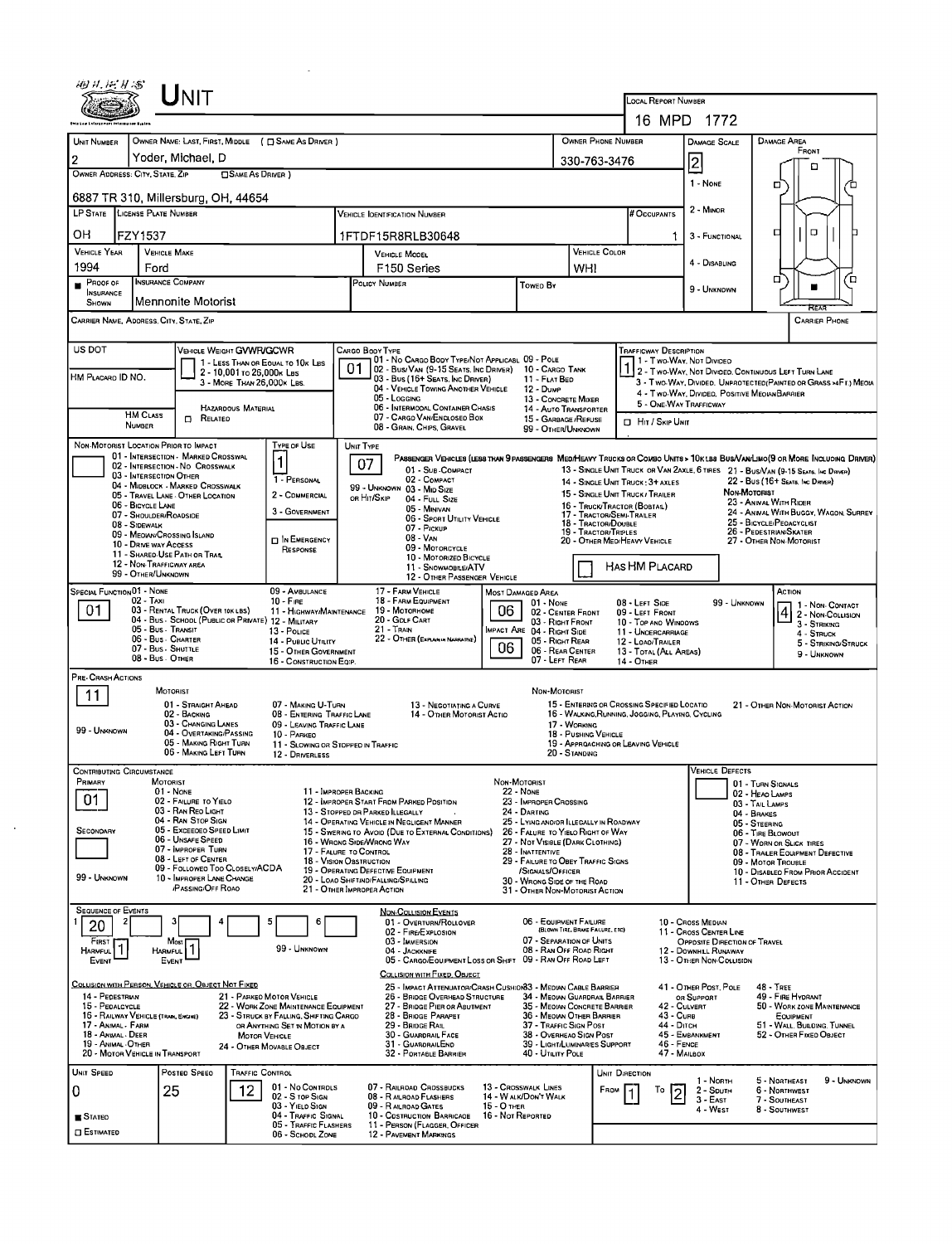# UNIT

**LOCAL REPORT NUMBER:** 16 MPD 1772

| UNIT NUMBER | OWNER NAME: LAST, FIRST, MIDDLE ( ☐ SAME AS DRIVER ) | OWNER PHONE NUMBER | DAMAGE SCALE | DAMAGE AREA |
|---|---|---|---|---|
| 2 | Yoder, Michael, D | 330-763-3476 | 2 | FRONT / REAR |

**OWNER ADDRESS: CITY, STATE, ZIP** ( ☐ SAME AS DRIVER ): 6887 TR 310, Millersburg, OH, 44654

Damage Scale: 1 - NONE; 2 - MINOR; 3 - FUNCTIONAL; 4 - DISABLING; 9 - UNKNOWN

| LP STATE | LICENSE PLATE NUMBER | VEHICLE IDENTIFICATION NUMBER | # OCCUPANTS |
|---|---|---|---|
| OH | FZY1537 | 1FTDF15R8RLB30648 | 1 |

| VEHICLE YEAR | VEHICLE MAKE | VEHICLE MODEL | VEHICLE COLOR |
|---|---|---|---|
| 1994 | Ford | F150 Series | WHI |

| PROOF OF INSURANCE SHOWN | INSURANCE COMPANY | POLICY NUMBER | TOWED BY |
|---|---|---|---|
| ■ | Mennonite Motorist | | |

**CARRIER NAME, ADDRESS, CITY, STATE, ZIP:**
**CARRIER PHONE:**

**US DOT:**
**HM PLACARD ID NO.:**
**HM CLASS NUMBER:** ☐ RELATED — HAZARDOUS MATERIAL

**VEHICLE WEIGHT GVWR/GCWR:** 1 - LESS THAN OR EQUAL TO 10K LBS; 2 - 10,001 TO 26,000K LBS; 3 - MORE THAN 26,000K LBS.

**CARGO BODY TYPE:** 01
01 - NO CARGO BODY TYPE/NOT APPLICABLE; 02 - BUS/VAN (9-15 SEATS, INC DRIVER); 03 - BUS (16+ SEATS, INC DRIVER); 04 - VEHICLE TOWING ANOTHER VEHICLE; 05 - LOGGING; 06 - INTERMODAL CONTAINER CHASIS; 07 - CARGO VAN/ENCLOSED BOX; 08 - GRAIN, CHIPS, GRAVEL; 09 - POLE; 10 - CARGO TANK; 11 - FLAT BED; 12 - DUMP; 13 - CONCRETE MIXER; 14 - AUTO TRANSPORTER; 15 - GARBAGE/REFUSE; 99 - OTHER/UNKNOWN

**TRAFFICWAY DESCRIPTION:** 1
1 - TWO-WAY, NOT DIVIDED; 2 - TWO-WAY, NOT DIVIDED, CONTINUOUS LEFT TURN LANE; 3 - TWO-WAY, DIVIDED, UNPROTECTED(PAINTED OR GRASS >4FT.) MEDIA; 4 - TWO-WAY, DIVIDED, POSITIVE MEDIAN BARRIER; 5 - ONE-WAY TRAFFICWAY
☐ HIT / SKIP UNIT

**NON-MOTORIST LOCATION PRIOR TO IMPACT:**
01 - INTERSECTION - MARKED CROSSWAL; 02 - INTERSECTION - NO CROSSWALK; 03 - INTERSECTION OTHER; 04 - MIDBLOCK - MARKED CROSSWALK; 05 - TRAVEL LANE - OTHER LOCATION; 06 - BICYCLE LANE; 07 - SHOULDER/ROADSIDE; 08 - SIDEWALK; 09 - MEDIAN/CROSSING ISLAND; 10 - DRIVE WAY ACCESS; 11 - SHARED-USE PATH OR TRAIL; 12 - NON-TRAFFICWAY AREA; 99 - OTHER/UNKNOWN

**TYPE OF USE:** 1
1 - PERSONAL; 2 - COMMERCIAL; 3 - GOVERNMENT; ☐ IN EMERGENCY RESPONSE

**UNIT TYPE:** 07
PASSENGER VEHICLES (LESS THAN 9 PASSENGERS): 01 - SUB-COMPACT; 02 - COMPACT; 99 - UNKNOWN 03 - MID SIZE OR HIT/SKIP; 04 - FULL SIZE; 05 - MINIVAN; 06 - SPORT UTILITY VEHICLE; 07 - PICKUP; 08 - VAN; 09 - MOTORCYCLE; 10 - MOTORIZED BICYCLE; 11 - SNOWMOBILE/ATV; 12 - OTHER PASSENGER VEHICLE
MED/HEAVY TRUCKS OR COMBO UNITS > 10K LBS: 13 - SINGLE UNIT TRUCK OR VAN 2AXLE, 6 TIRES; 14 - SINGLE UNIT TRUCK: 3+ AXLES; 15 - SINGLE UNIT TRUCK / TRAILER; 16 - TRUCK/TRACTOR (BOBTAIL); 17 - TRACTOR/SEMI-TRAILER; 18 - TRACTOR/DOUBLE; 19 - TRACTOR/TRIPLES; 20 - OTHER MED/HEAVY VEHICLE
BUS/VAN/LIMO (9 OR MORE INCLUDING DRIVER): 21 - BUS/VAN (9-15 SEATS, INC DRIVER); 22 - BUS (16+ SEATS, INC DRIVER)
NON-MOTORIST: 23 - ANIMAL WITH RIDER; 24 - ANIMAL WITH BUGGY, WAGON, SURREY; 25 - BICYCLE/PEDACYCLIST; 26 - PEDESTRIAN/SKATER; 27 - OTHER NON-MOTORIST
☐ HAS HM PLACARD

**SPECIAL FUNCTION:** 01
01 - NONE; 02 - TAXI; 03 - RENTAL TRUCK (OVER 10K LBS); 04 - BUS - SCHOOL (PUBLIC OR PRIVATE); 05 - BUS - TRANSIT; 06 - BUS - CHARTER; 07 - BUS - SHUTTLE; 08 - BUS - OTHER; 09 - AMBULANCE; 10 - FIRE; 11 - HIGHWAY/MAINTENANCE; 12 - MILITARY; 13 - POLICE; 14 - PUBLIC UTILITY; 15 - OTHER GOVERNMENT; 16 - CONSTRUCTION EQIP.; 17 - FARM VEHICLE; 18 - FARM EQUIPMENT; 19 - MOTORHOME; 20 - GOLF CART; 21 - TRAIN; 22 - OTHER (EXPLAIN IN NARRATIVE)

**MOST DAMAGED AREA:** 06
**IMPACT ARE:** 06
01 - NONE; 02 - CENTER FRONT; 03 - RIGHT FRONT; 04 - RIGHT SIDE; 05 - RIGHT REAR; 06 - REAR CENTER; 07 - LEFT REAR; 08 - LEFT SIDE; 09 - LEFT FRONT; 10 - TOP AND WINDOWS; 11 - UNDERCARRIAGE; 12 - LOAD/TRAILER; 13 - TOTAL (ALL AREAS); 14 - OTHER; 99 - UNKNOWN

**ACTION:** 4
1 - NON-CONTACT; 2 - NON-COLLISION; 3 - STRIKING; 4 - STRUCK; 5 - STRIKING/STRUCK; 9 - UNKNOWN

**PRE-CRASH ACTIONS:** 11
MOTORIST: 01 - STRAIGHT AHEAD; 02 - BACKING; 03 - CHANGING LANES; 04 - OVERTAKING/PASSING; 05 - MAKING RIGHT TURN; 06 - MAKING LEFT TURN; 07 - MAKING U-TURN; 08 - ENTERING TRAFFIC LANE; 09 - LEAVING TRAFFIC LANE; 10 - PARKED; 11 - SLOWING OR STOPPED IN TRAFFIC; 12 - DRIVERLESS; 13 - NEGOTIATING A CURVE; 14 - OTHER MOTORIST ACTIO; 99 - UNKNOWN
NON-MOTORIST: 15 - ENTERING OR CROSSING SPECIFIED LOCATIO; 16 - WALKING, RUNNING, JOGGING, PLAYING, CYCLING; 17 - WORKING; 18 - PUSHING VEHICLE; 19 - APPROACHING OR LEAVING VEHICLE; 20 - STANDING; 21 - OTHER NON-MOTORIST ACTION

**CONTRIBUTING CIRCUMSTANCE:**
PRIMARY: 01
SECONDARY:
MOTORIST: 01 - NONE; 02 - FAILURE TO YIELD; 03 - RAN RED LIGHT; 04 - RAN STOP SIGN; 05 - EXCEEDED SPEED LIMIT; 06 - UNSAFE SPEED; 07 - IMPROPER TURN; 08 - LEFT OF CENTER; 09 - FOLLOWED TOO CLOSELY/ACDA; 10 - IMPROPER LANE CHANGE /PASSING/OFF ROAD; 11 - IMPROPER BACKING; 12 - IMPROPER START FROM PARKED POSITION; 13 - STOPPED OR PARKED ILLEGALLY; 14 - OPERATING VEHICLE IN NEGLIGENT MANNER; 15 - SWERING TO AVOID (DUE TO EXTERNAL CONDITIONS); 16 - WRONG SIDE/WRONG WAY; 17 - FAILURE TO CONTROL; 18 - VISION OBSTRUCTION; 19 - OPERATING DEFECTIVE EQUIPMENT; 20 - LOAD SHIFTING/FALLING/SPILLING; 21 - OTHER IMPROPER ACTION; 99 - UNKNOWN
NON-MOTORIST: 22 - NONE; 23 - IMPROPER CROSSING; 24 - DARTING; 25 - LYING AND/OR ILLEGALLY IN ROADWAY; 26 - FAILURE TO YIELD RIGHT OF WAY; 27 - NOT VISIBLE (DARK CLOTHING); 28 - INATTENTIVE; 29 - FAILURE TO OBEY TRAFFIC SIGNS /SIGNALS/OFFICER; 30 - WRONG SIDE OF THE ROAD; 31 - OTHER NON-MOTORIST ACTION

**VEHICLE DEFECTS:**
01 - TURN SIGNALS; 02 - HEAD LAMPS; 03 - TAIL LAMPS; 04 - BRAKES; 05 - STEERING; 06 - TIRE BLOWOUT; 07 - WORN OR SLICK TIRES; 08 - TRAILER EQUIPMENT DEFECTIVE; 09 - MOTOR TROUBLE; 10 - DISABLED FROM PRIOR ACCIDENT; 11 - OTHER DEFECTS

**SEQUENCE OF EVENTS:**

| 1 | 2 | 3 | 4 | 5 | 6 |
|---|---|---|---|---|---|
| 20 | | | | | |

FIRST HARMFUL EVENT: 1
MOST HARMFUL EVENT: 1
99 - UNKNOWN

NON-COLLISION EVENTS: 01 - OVERTURN/ROLLOVER; 02 - FIRE/EXPLOSION; 03 - IMMERSION; 04 - JACKKNIFE; 05 - CARGO/EQUIPMENT LOSS OR SHIFT; 06 - EQUIPMENT FAILURE (BLOWN TIRE, BRAKE FAILURE, ETC); 07 - SEPARATION OF UNITS; 08 - RAN OFF ROAD RIGHT; 09 - RAN OFF ROAD LEFT; 10 - CROSS MEDIAN; 11 - CROSS CENTER LINE OPPOSITE DIRECTION OF TRAVEL; 12 - DOWNHILL RUNAWAY; 13 - OTHER NON-COLLISION

COLLISION WITH PERSON, VEHICLE OR OBJECT NOT FIXED: 14 - PEDESTRIAN; 15 - PEDACYCLE; 16 - RAILWAY VEHICLE (TRAIN, ENGINE); 17 - ANIMAL - FARM; 18 - ANIMAL - DEER; 19 - ANIMAL - OTHER; 20 - MOTOR VEHICLE IN TRANSPORT; 21 - PARKED MOTOR VEHICLE; 22 - WORK ZONE MAINTENANCE EQUIPMENT; 23 - STRUCK BY FALLING, SHIFTING CARGO OR ANYTHING SET IN MOTION BY A MOTOR VEHICLE; 24 - OTHER MOVABLE OBJECT

COLLISION WITH FIXED, OBJECT: 25 - IMPACT ATTENUATOR/CRASH CUSHION; 26 - BRIDGE OVERHEAD STRUCTURE; 27 - BRIDGE PIER OR ABUTMENT; 28 - BRIDGE PARAPET; 29 - BRIDGE RAIL; 30 - GUARDRAIL FACE; 31 - GUARDRAIL END; 32 - PORTABLE BARRIER; 33 - MEDIAN CABLE BARRIER; 34 - MEDIAN GUARDRAIL BARRIER; 35 - MEDIAN CONCRETE BARRIER; 36 - MEDIAN OTHER BARRIER; 37 - TRAFFIC SIGN POST; 38 - OVERHEAD SIGN POST; 39 - LIGHT/LUMINARIES SUPPORT; 40 - UTILITY POLE; 41 - OTHER POST, POLE OR SUPPORT; 42 - CULVERT; 43 - CURB; 44 - DITCH; 45 - EMBANKMENT; 46 - FENCE; 47 - MAILBOX; 48 - TREE; 49 - FIRE HYDRANT; 50 - WORK ZONE MAINTENANCE EQUIPMENT; 51 - WALL, BUILDING, TUNNEL; 52 - OTHER FIXED OBJECT

| UNIT SPEED | POSTED SPEED | TRAFFIC CONTROL | UNIT DIRECTION |
|---|---|---|---|
| 0 | 25 | 12 | FROM 1 TO 2 |

■ STATED ☐ ESTIMATED

TRAFFIC CONTROL: 01 - NO CONTROLS; 02 - STOP SIGN; 03 - YIELD SIGN; 04 - TRAFFIC SIGNAL; 05 - TRAFFIC FLASHERS; 06 - SCHOOL ZONE; 07 - RAILROAD CROSSBUCKS; 08 - RAILROAD FLASHERS; 09 - RAILROAD GATES; 10 - COSTRUCTION BARRICADE; 11 - PERSON (FLAGGER, OFFICER; 12 - PAVEMENT MARKINGS; 13 - CROSSWALK LINES; 14 - WALK/DON'T WALK; 15 - OTHER; 16 - NOT REPORTED

UNIT DIRECTION: 1 - NORTH; 2 - SOUTH; 3 - EAST; 4 - WEST; 5 - NORTHEAST; 6 - NORTHWEST; 7 - SOUTHEAST; 8 - SOUTHWEST; 9 - UNKNOWN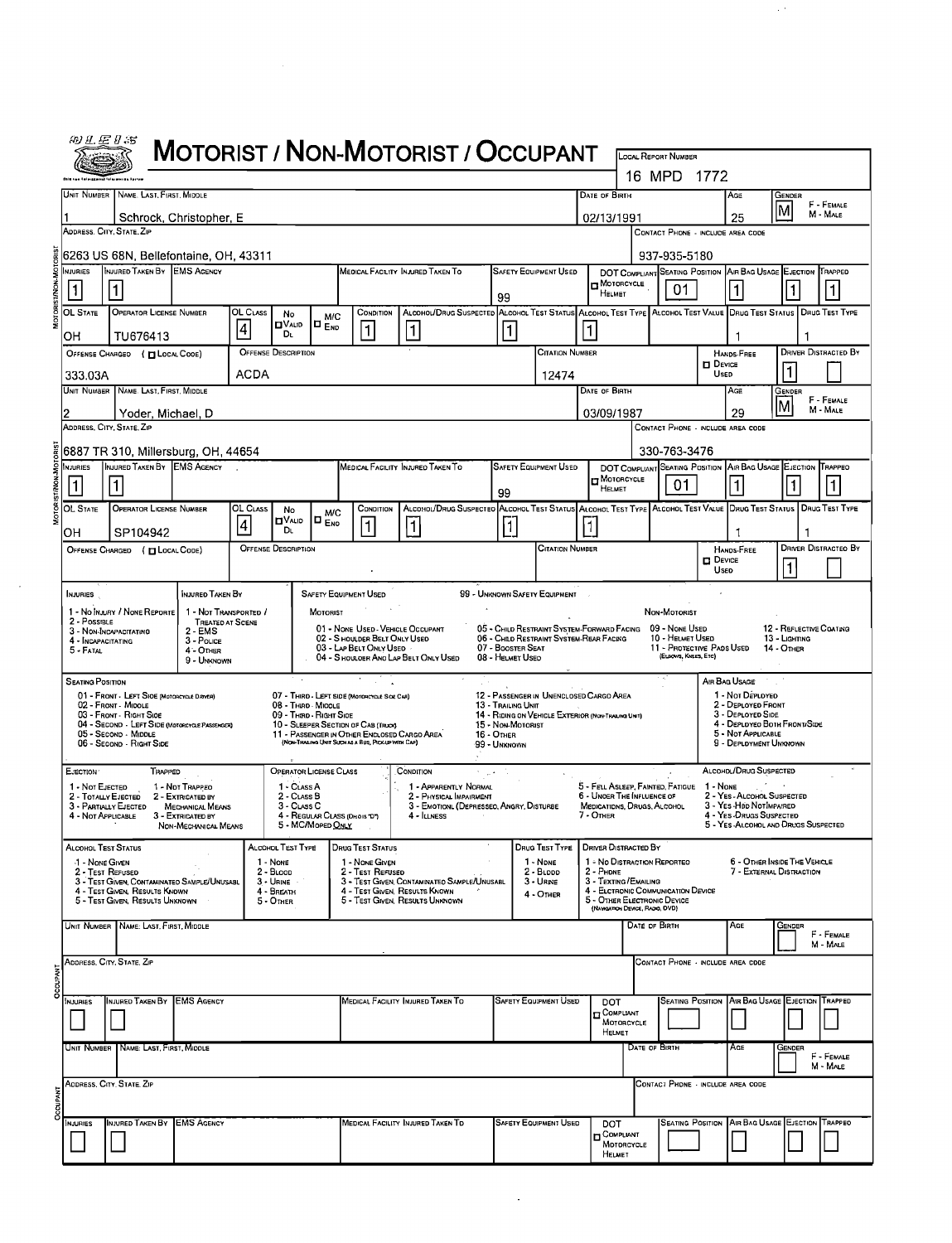# MOTORIST / NON-MOTORIST / OCCUPANT

OLEIS

LOCAL REPORT NUMBER: 16 MPD 1772

## Unit 1

| UNIT NUMBER | NAME: LAST, FIRST, MIDDLE | DATE OF BIRTH | AGE | GENDER |
|---|---|---|---|---|
| 1 | Schrock, Christopher, E | 02/13/1991 | 25 | M |

| ADDRESS, CITY, STATE, ZIP | CONTACT PHONE - INCLUDE AREA CODE |
|---|---|
| 6263 US 68N, Bellefontaine, OH, 43311 | 937-935-5180 |

| INJURIES | INJURED TAKEN BY | EMS AGENCY | MEDICAL FACILITY INJURED TAKEN TO | SAFETY EQUIPMENT USED | DOT COMPLIANT MOTORCYCLE HELMET | SEATING POSITION | AIR BAG USAGE | EJECTION | TRAPPED |
|---|---|---|---|---|---|---|---|---|---|
| 1 | 1 | | | 99 | | 01 | 1 | 1 | 1 |

| OL STATE | OPERATOR LICENSE NUMBER | OL CLASS | NO VALID DL | M/C END | CONDITION | ALCOHOL/DRUG SUSPECTED | ALCOHOL TEST STATUS | ALCOHOL TEST TYPE | ALCOHOL TEST VALUE | DRUG TEST STATUS | DRUG TEST TYPE |
|---|---|---|---|---|---|---|---|---|---|---|---|
| OH | TU676413 | 4 | | | 1 | 1 | 1 | 1 | | 1 | 1 |

| OFFENSE CHARGED (LOCAL CODE) | OFFENSE DESCRIPTION | CITATION NUMBER | HANDS-FREE DEVICE USED | DRIVER DISTRACTED BY |
|---|---|---|---|---|
| 333.03A | ACDA | 12474 | | 1 |

## Unit 2

| UNIT NUMBER | NAME: LAST, FIRST, MIDDLE | DATE OF BIRTH | AGE | GENDER |
|---|---|---|---|---|
| 2 | Yoder, Michael, D | 03/09/1987 | 29 | M |

| ADDRESS, CITY, STATE, ZIP | CONTACT PHONE - INCLUDE AREA CODE |
|---|---|
| 6887 TR 310, Millersburg, OH, 44654 | 330-763-3476 |

| INJURIES | INJURED TAKEN BY | EMS AGENCY | MEDICAL FACILITY INJURED TAKEN TO | SAFETY EQUIPMENT USED | DOT COMPLIANT MOTORCYCLE HELMET | SEATING POSITION | AIR BAG USAGE | EJECTION | TRAPPED |
|---|---|---|---|---|---|---|---|---|---|
| 1 | 1 | | | 99 | | 01 | 1 | 1 | 1 |

| OL STATE | OPERATOR LICENSE NUMBER | OL CLASS | NO VALID DL | M/C END | CONDITION | ALCOHOL/DRUG SUSPECTED | ALCOHOL TEST STATUS | ALCOHOL TEST TYPE | ALCOHOL TEST VALUE | DRUG TEST STATUS | DRUG TEST TYPE |
|---|---|---|---|---|---|---|---|---|---|---|---|
| OH | SP104942 | 4 | | | 1 | 1 | 1 | 1 | | 1 | 1 |

| OFFENSE CHARGED (LOCAL CODE) | OFFENSE DESCRIPTION | CITATION NUMBER | HANDS-FREE DEVICE USED | DRIVER DISTRACTED BY |
|---|---|---|---|---|
| | | | | 1 |

## Codes

**INJURIES:** 1 - No Injury / None Reported; 2 - Possible; 3 - Non-Incapacitating; 4 - Incapacitating; 5 - Fatal

**INJURED TAKEN BY:** 1 - Not Transported / Treated at Scene; 2 - EMS; 3 - Police; 4 - Other; 9 - Unknown

**SAFETY EQUIPMENT USED:** 99 - Unknown Safety Equipment

Motorist: 01 - None Used - Vehicle Occupant; 02 - Shoulder Belt Only Used; 03 - Lap Belt Only Used; 04 - Shoulder And Lap Belt Only Used; 05 - Child Restraint System-Forward Facing; 06 - Child Restraint System-Rear Facing; 07 - Booster Seat; 08 - Helmet Used

Non-Motorist: 09 - None Used; 10 - Helmet Used; 11 - Protective Pads Used (Elbows, Knees, Etc); 12 - Reflective Coating; 13 - Lighting; 14 - Other

**SEATING POSITION:** 01 - Front - Left Side (Motorcycle Driver); 02 - Front - Middle; 03 - Front - Right Side; 04 - Second - Left Side (Motorcycle Passenger); 05 - Second - Middle; 06 - Second - Right Side; 07 - Third - Left Side (Motorcycle Side Car); 08 - Third - Middle; 09 - Third - Right Side; 10 - Sleeper Section of Cab (Truck); 11 - Passenger in Other Enclosed Cargo Area (Non-Trailing Unit Such as a Bus, Pick-up with Cap); 12 - Passenger in Unenclosed Cargo Area; 13 - Trailing Unit; 14 - Riding on Vehicle Exterior (Non-Trailing Unit); 15 - Non-Motorist; 16 - Other; 99 - Unknown

**AIR BAG USAGE:** 1 - Not Deployed; 2 - Deployed Front; 3 - Deployed Side; 4 - Deployed Both Front/Side; 5 - Not Applicable; 9 - Deployment Unknown

**EJECTION:** 1 - Not Ejected; 2 - Totally Ejected; 3 - Partially Ejected; 4 - Not Applicable

**TRAPPED:** 1 - Not Trapped; 2 - Extricated by Mechanical Means; 3 - Extricated by Non-Mechanical Means

**OPERATOR LICENSE CLASS:** 1 - Class A; 2 - Class B; 3 - Class C; 4 - Regular Class (Ohio is "D"); 5 - MC/Moped Only

**CONDITION:** 1 - Apparently Normal; 2 - Physical Impairment; 3 - Emotional (Depressed, Angry, Disturbed); 4 - Illness; 5 - Fell Asleep, Fainted, Fatigue; 6 - Under The Influence of Medications, Drugs, Alcohol; 7 - Other

**ALCOHOL/DRUG SUSPECTED:** 1 - None; 2 - Yes - Alcohol Suspected; 3 - Yes - HBD Not Impaired; 4 - Yes - Drugs Suspected; 5 - Yes - Alcohol and Drugs Suspected

**ALCOHOL TEST STATUS:** 1 - None Given; 2 - Test Refused; 3 - Test Given, Contaminated Sample/Unusable; 4 - Test Given, Results Known; 5 - Test Given, Results Unknown

**ALCOHOL TEST TYPE:** 1 - None; 2 - Blood; 3 - Urine; 4 - Breath; 5 - Other

**DRUG TEST STATUS:** 1 - None Given; 2 - Test Refused; 3 - Test Given, Contaminated Sample/Unusable; 4 - Test Given, Results Known; 5 - Test Given, Results Unknown

**DRUG TEST TYPE:** 1 - None; 2 - Blood; 3 - Urine; 4 - Other

**DRIVER DISTRACTED BY:** 1 - No Distraction Reported; 2 - Phone; 3 - Texting/Emailing; 4 - Electronic Communication Device; 5 - Other Electronic Device (Navigation Device, Radio, DVD); 6 - Other Inside The Vehicle; 7 - External Distraction

## Occupant

| UNIT NUMBER | NAME: LAST, FIRST, MIDDLE | DATE OF BIRTH | AGE | GENDER |
|---|---|---|---|---|
| | | | | |

| ADDRESS, CITY, STATE, ZIP | CONTACT PHONE - INCLUDE AREA CODE |
|---|---|
| | |

| INJURIES | INJURED TAKEN BY | EMS AGENCY | MEDICAL FACILITY INJURED TAKEN TO | SAFETY EQUIPMENT USED | DOT COMPLIANT MOTORCYCLE HELMET | SEATING POSITION | AIR BAG USAGE | EJECTION | TRAPPED |
|---|---|---|---|---|---|---|---|---|---|
| | | | | | | | | | |

## Occupant

| UNIT NUMBER | NAME: LAST, FIRST, MIDDLE | DATE OF BIRTH | AGE | GENDER |
|---|---|---|---|---|
| | | | | |

| ADDRESS, CITY, STATE, ZIP | CONTACT PHONE - INCLUDE AREA CODE |
|---|---|
| | |

| INJURIES | INJURED TAKEN BY | EMS AGENCY | MEDICAL FACILITY INJURED TAKEN TO | SAFETY EQUIPMENT USED | DOT COMPLIANT MOTORCYCLE HELMET | SEATING POSITION | AIR BAG USAGE | EJECTION | TRAPPED |
|---|---|---|---|---|---|---|---|---|---|
| | | | | | | | | | |